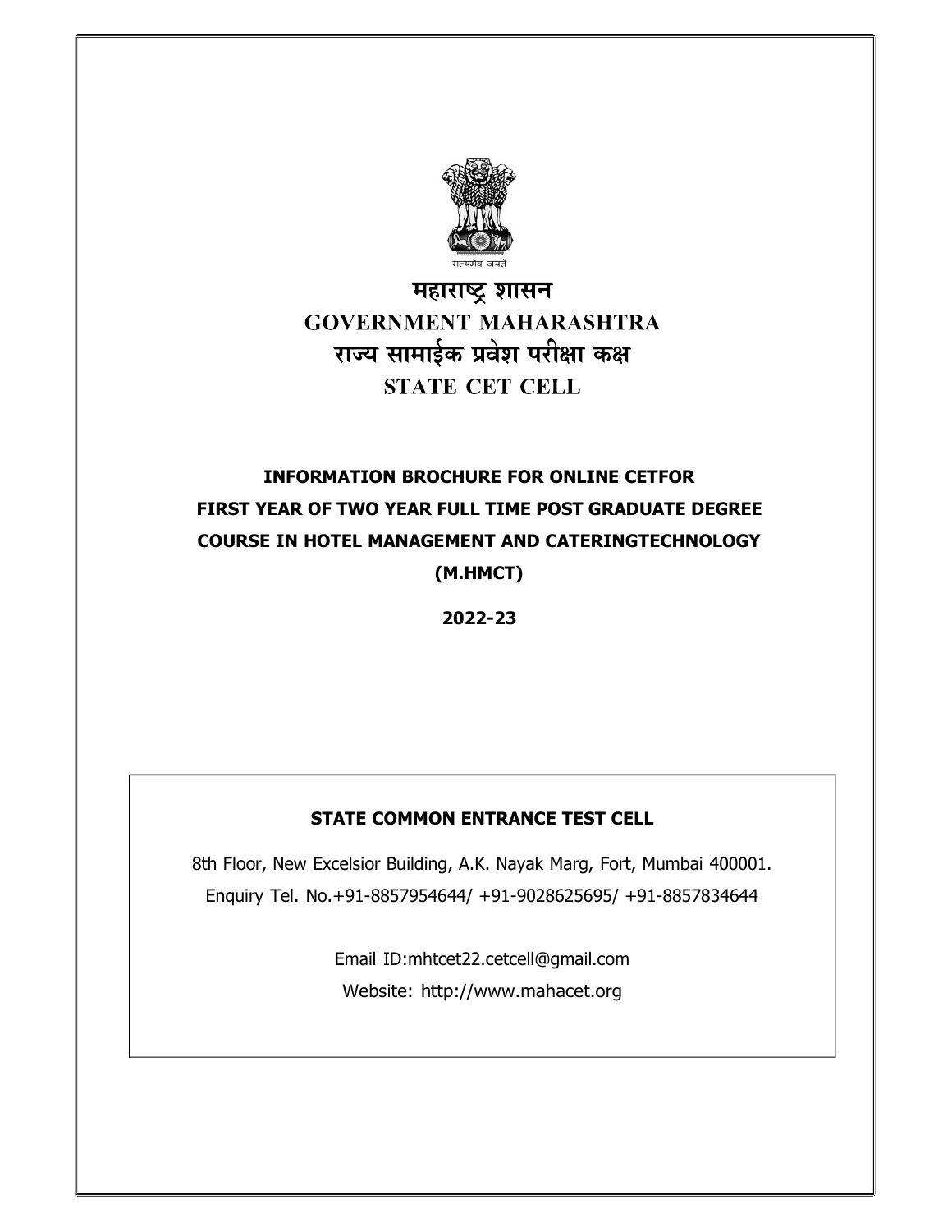सत्यमेव जयते

# महाराष्ट्र शासन
# GOVERNMENT MAHARASHTRA
# राज्य सामाईक प्रवेश परीक्षा कक्ष
# STATE CET CELL

## INFORMATION BROCHURE FOR ONLINE CETFOR FIRST YEAR OF TWO YEAR FULL TIME POST GRADUATE DEGREE COURSE IN HOTEL MANAGEMENT AND CATERINGTECHNOLOGY (M.HMCT)

**2022-23**

**STATE COMMON ENTRANCE TEST CELL**

8th Floor, New Excelsior Building, A.K. Nayak Marg, Fort, Mumbai 400001.

Enquiry Tel. No.+91-8857954644/ +91-9028625695/ +91-8857834644

Email ID:mhtcet22.cetcell@gmail.com

Website: http://www.mahacet.org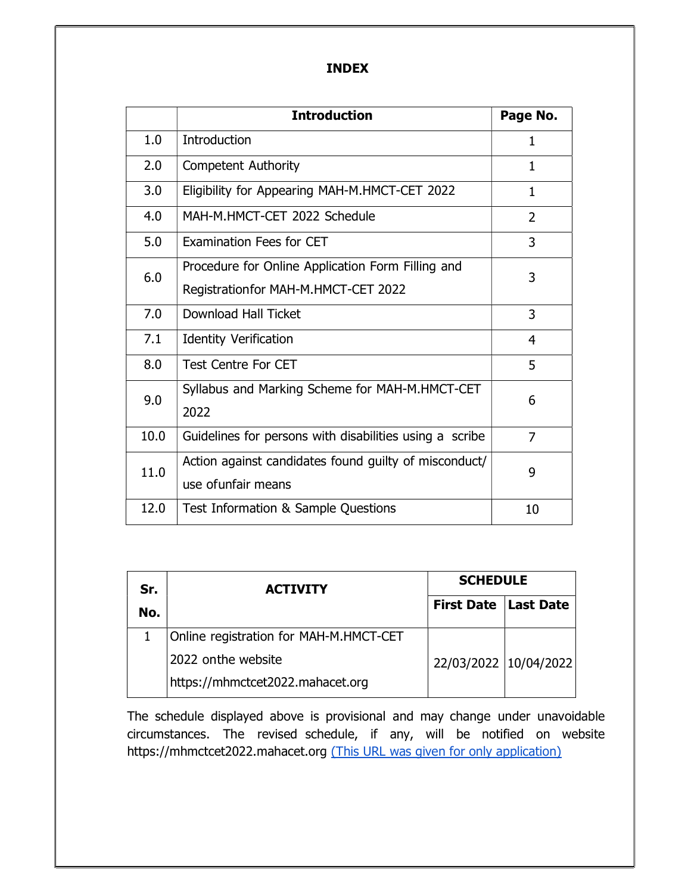# INDEX

| | Introduction | Page No. |
|---|---|---|
| 1.0 | Introduction | 1 |
| 2.0 | Competent Authority | 1 |
| 3.0 | Eligibility for Appearing MAH-M.HMCT-CET 2022 | 1 |
| 4.0 | MAH-M.HMCT-CET 2022 Schedule | 2 |
| 5.0 | Examination Fees for CET | 3 |
| 6.0 | Procedure for Online Application Form Filling and Registrationfor MAH-M.HMCT-CET 2022 | 3 |
| 7.0 | Download Hall Ticket | 3 |
| 7.1 | Identity Verification | 4 |
| 8.0 | Test Centre For CET | 5 |
| 9.0 | Syllabus and Marking Scheme for MAH-M.HMCT-CET 2022 | 6 |
| 10.0 | Guidelines for persons with disabilities using a scribe | 7 |
| 11.0 | Action against candidates found guilty of misconduct/ use ofunfair means | 9 |
| 12.0 | Test Information & Sample Questions | 10 |

| Sr. No. | ACTIVITY | SCHEDULE | |
|---|---|---|---|
| | | First Date | Last Date |
| 1 | Online registration for MAH-M.HMCT-CET 2022 onthe website https://mhmctcet2022.mahacet.org | 22/03/2022 | 10/04/2022 |

The schedule displayed above is provisional and may change under unavoidable circumstances. The revised schedule, if any, will be notified on website https://mhmctcet2022.mahacet.org (This URL was given for only application)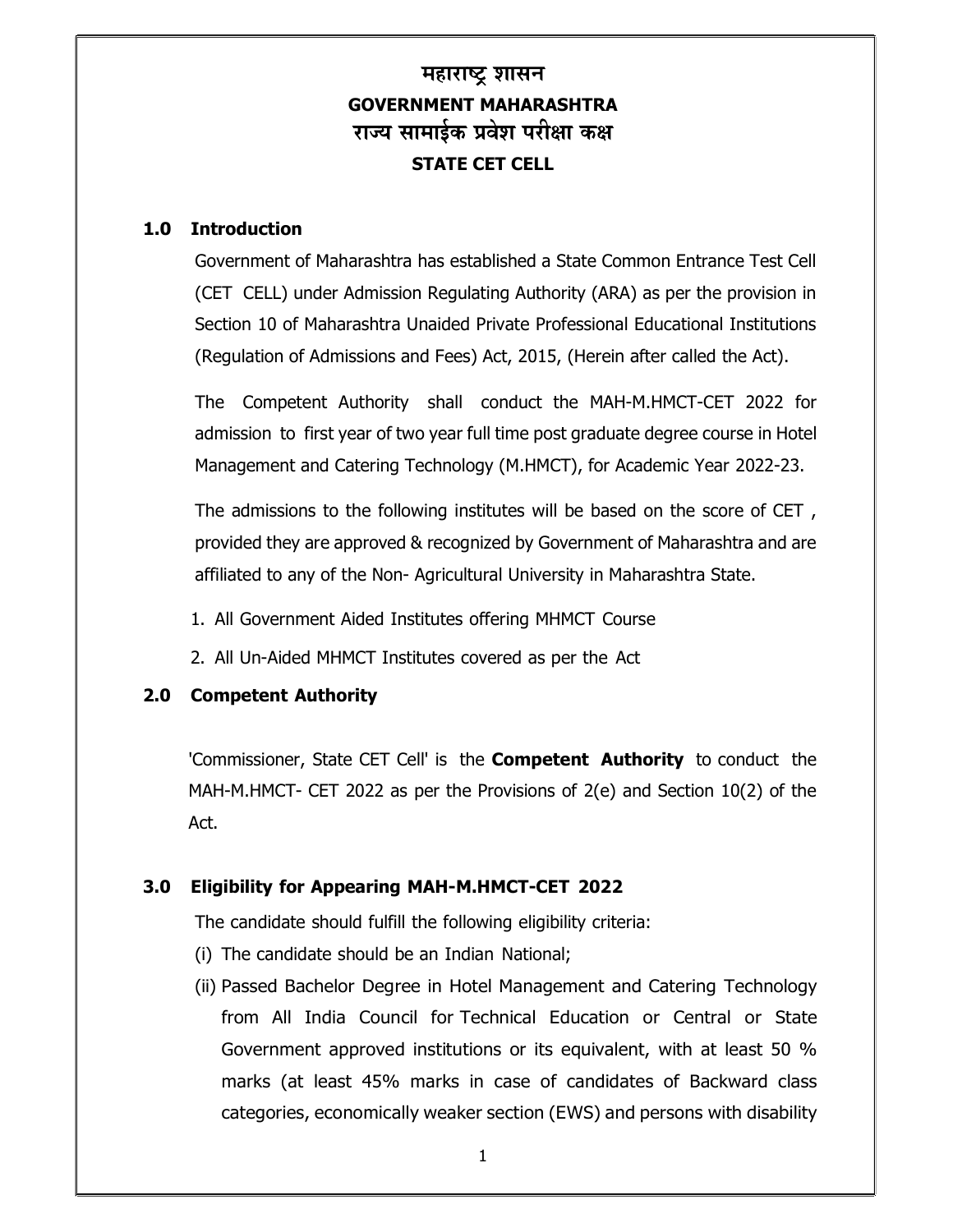# महाराष्ट्र शासन
# GOVERNMENT MAHARASHTRA
# राज्य सामाईक प्रवेश परीक्षा कक्ष
# STATE CET CELL

## 1.0 Introduction

Government of Maharashtra has established a State Common Entrance Test Cell (CET CELL) under Admission Regulating Authority (ARA) as per the provision in Section 10 of Maharashtra Unaided Private Professional Educational Institutions (Regulation of Admissions and Fees) Act, 2015, (Herein after called the Act).

The Competent Authority shall conduct the MAH-M.HMCT-CET 2022 for admission to first year of two year full time post graduate degree course in Hotel Management and Catering Technology (M.HMCT), for Academic Year 2022-23.

The admissions to the following institutes will be based on the score of CET , provided they are approved & recognized by Government of Maharashtra and are affiliated to any of the Non- Agricultural University in Maharashtra State.

1. All Government Aided Institutes offering MHMCT Course
2. All Un-Aided MHMCT Institutes covered as per the Act

## 2.0 Competent Authority

'Commissioner, State CET Cell' is the **Competent Authority** to conduct the MAH-M.HMCT- CET 2022 as per the Provisions of 2(e) and Section 10(2) of the Act.

## 3.0 Eligibility for Appearing MAH-M.HMCT-CET 2022

The candidate should fulfill the following eligibility criteria:

(i) The candidate should be an Indian National;

(ii) Passed Bachelor Degree in Hotel Management and Catering Technology from All India Council for Technical Education or Central or State Government approved institutions or its equivalent, with at least 50 % marks (at least 45% marks in case of candidates of Backward class categories, economically weaker section (EWS) and persons with disability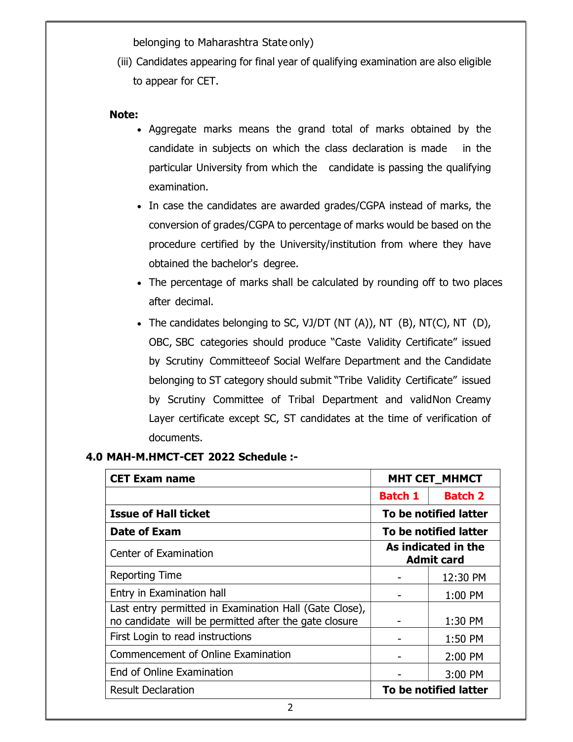belonging to Maharashtra State only)

(iii) Candidates appearing for final year of qualifying examination are also eligible to appear for CET.

**Note:**

- Aggregate marks means the grand total of marks obtained by the candidate in subjects on which the class declaration is made in the particular University from which the candidate is passing the qualifying examination.
- In case the candidates are awarded grades/CGPA instead of marks, the conversion of grades/CGPA to percentage of marks would be based on the procedure certified by the University/institution from where they have obtained the bachelor's degree.
- The percentage of marks shall be calculated by rounding off to two places after decimal.
- The candidates belonging to SC, VJ/DT (NT (A)), NT (B), NT(C), NT (D), OBC, SBC categories should produce "Caste Validity Certificate" issued by Scrutiny Committeeof Social Welfare Department and the Candidate belonging to ST category should submit "Tribe Validity Certificate" issued by Scrutiny Committee of Tribal Department and validNon Creamy Layer certificate except SC, ST candidates at the time of verification of documents.

### 4.0 MAH-M.HMCT-CET 2022 Schedule :-

| **CET Exam name** | **MHT CET_MHMCT** | |
|---|---|---|
| | **Batch 1** | **Batch 2** |
| **Issue of Hall ticket** | **To be notified latter** | |
| **Date of Exam** | **To be notified latter** | |
| Center of Examination | **As indicated in the Admit card** | |
| Reporting Time | - | 12:30 PM |
| Entry in Examination hall | - | 1:00 PM |
| Last entry permitted in Examination Hall (Gate Close), no candidate will be permitted after the gate closure | - | 1:30 PM |
| First Login to read instructions | - | 1:50 PM |
| Commencement of Online Examination | - | 2:00 PM |
| End of Online Examination | - | 3:00 PM |
| Result Declaration | **To be notified latter** | |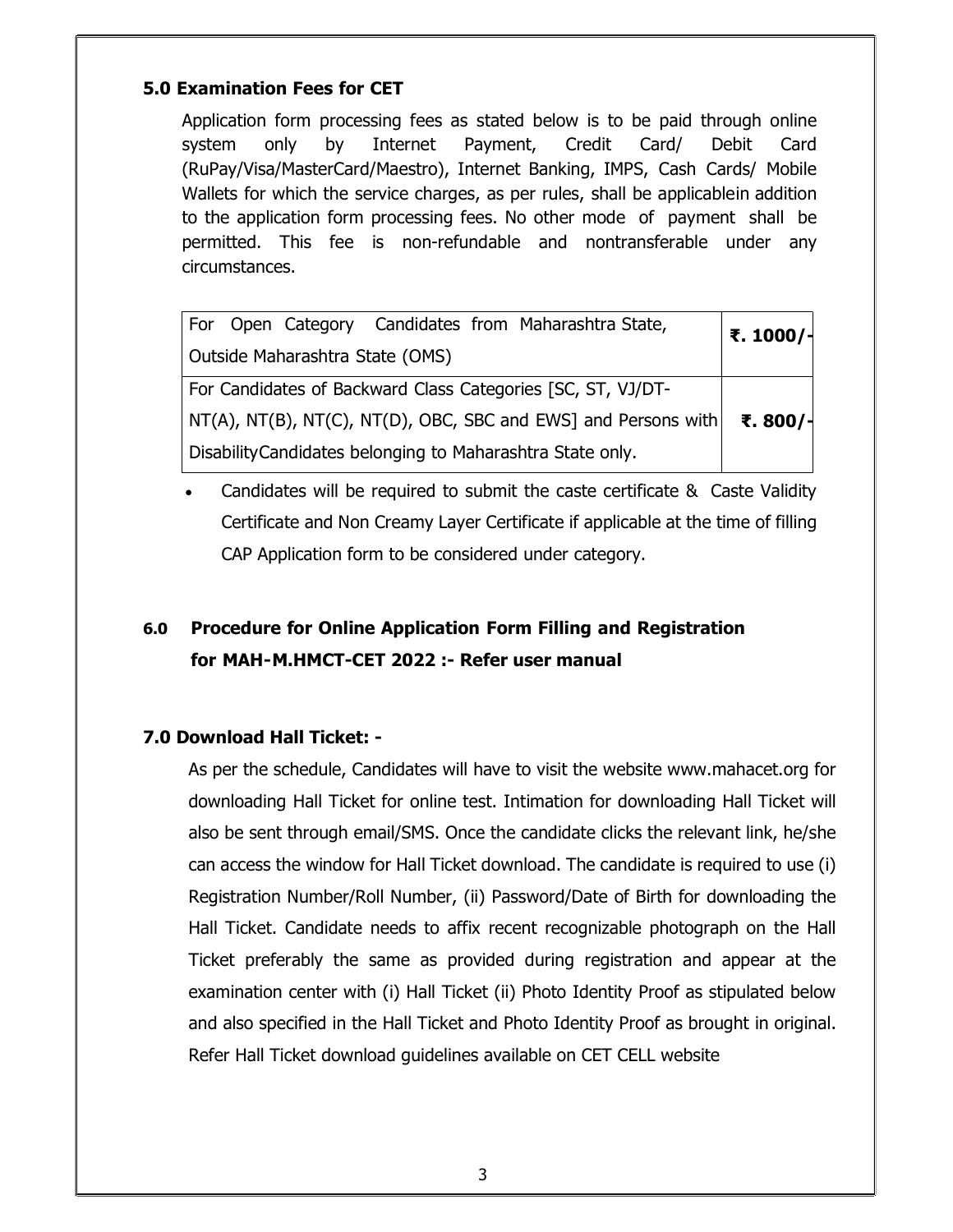### 5.0 Examination Fees for CET

Application form processing fees as stated below is to be paid through online system only by Internet Payment, Credit Card/ Debit Card (RuPay/Visa/MasterCard/Maestro), Internet Banking, IMPS, Cash Cards/ Mobile Wallets for which the service charges, as per rules, shall be applicablein addition to the application form processing fees. No other mode of payment shall be permitted. This fee is non-refundable and nontransferable under any circumstances.

| For Open Category Candidates from Maharashtra State, Outside Maharashtra State (OMS) | **₹. 1000/-** |
|---|---|
| For Candidates of Backward Class Categories [SC, ST, VJ/DT-NT(A), NT(B), NT(C), NT(D), OBC, SBC and EWS] and Persons with DisabilityCandidates belonging to Maharashtra State only. | **₹. 800/-** |

- Candidates will be required to submit the caste certificate & Caste Validity Certificate and Non Creamy Layer Certificate if applicable at the time of filling CAP Application form to be considered under category.

### 6.0 Procedure for Online Application Form Filling and Registration for MAH-M.HMCT-CET 2022 :- Refer user manual

### 7.0 Download Hall Ticket: -

As per the schedule, Candidates will have to visit the website www.mahacet.org for downloading Hall Ticket for online test. Intimation for downloading Hall Ticket will also be sent through email/SMS. Once the candidate clicks the relevant link, he/she can access the window for Hall Ticket download. The candidate is required to use (i) Registration Number/Roll Number, (ii) Password/Date of Birth for downloading the Hall Ticket. Candidate needs to affix recent recognizable photograph on the Hall Ticket preferably the same as provided during registration and appear at the examination center with (i) Hall Ticket (ii) Photo Identity Proof as stipulated below and also specified in the Hall Ticket and Photo Identity Proof as brought in original. Refer Hall Ticket download guidelines available on CET CELL website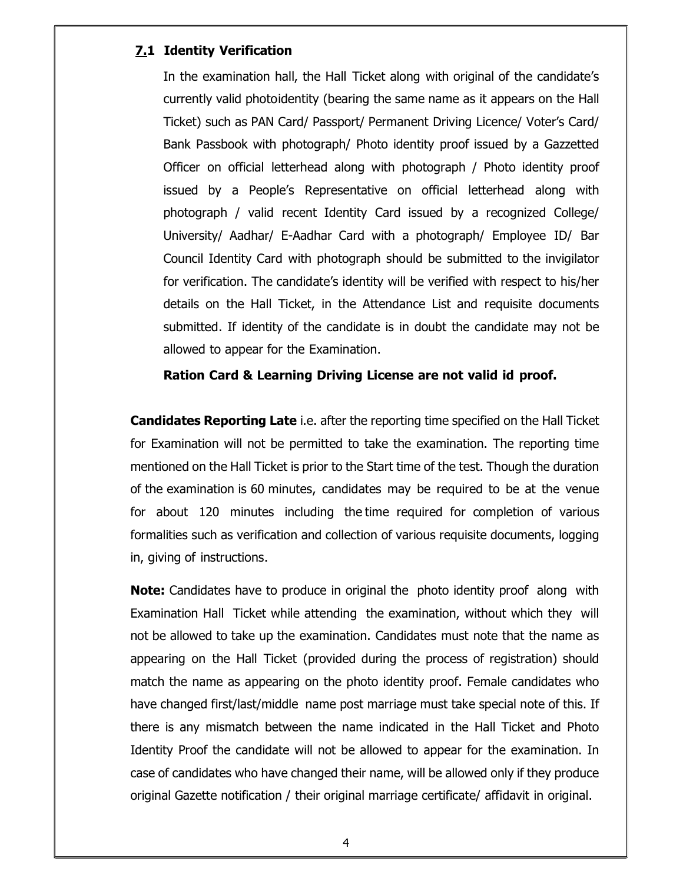## 7.1 Identity Verification

In the examination hall, the Hall Ticket along with original of the candidate's currently valid photoidentity (bearing the same name as it appears on the Hall Ticket) such as PAN Card/ Passport/ Permanent Driving Licence/ Voter's Card/ Bank Passbook with photograph/ Photo identity proof issued by a Gazzetted Officer on official letterhead along with photograph / Photo identity proof issued by a People's Representative on official letterhead along with photograph / valid recent Identity Card issued by a recognized College/ University/ Aadhar/ E-Aadhar Card with a photograph/ Employee ID/ Bar Council Identity Card with photograph should be submitted to the invigilator for verification. The candidate's identity will be verified with respect to his/her details on the Hall Ticket, in the Attendance List and requisite documents submitted. If identity of the candidate is in doubt the candidate may not be allowed to appear for the Examination.

**Ration Card & Learning Driving License are not valid id proof.**

**Candidates Reporting Late** i.e. after the reporting time specified on the Hall Ticket for Examination will not be permitted to take the examination. The reporting time mentioned on the Hall Ticket is prior to the Start time of the test. Though the duration of the examination is 60 minutes, candidates may be required to be at the venue for about 120 minutes including the time required for completion of various formalities such as verification and collection of various requisite documents, logging in, giving of instructions.

**Note:** Candidates have to produce in original the photo identity proof along with Examination Hall Ticket while attending the examination, without which they will not be allowed to take up the examination. Candidates must note that the name as appearing on the Hall Ticket (provided during the process of registration) should match the name as appearing on the photo identity proof. Female candidates who have changed first/last/middle name post marriage must take special note of this. If there is any mismatch between the name indicated in the Hall Ticket and Photo Identity Proof the candidate will not be allowed to appear for the examination. In case of candidates who have changed their name, will be allowed only if they produce original Gazette notification / their original marriage certificate/ affidavit in original.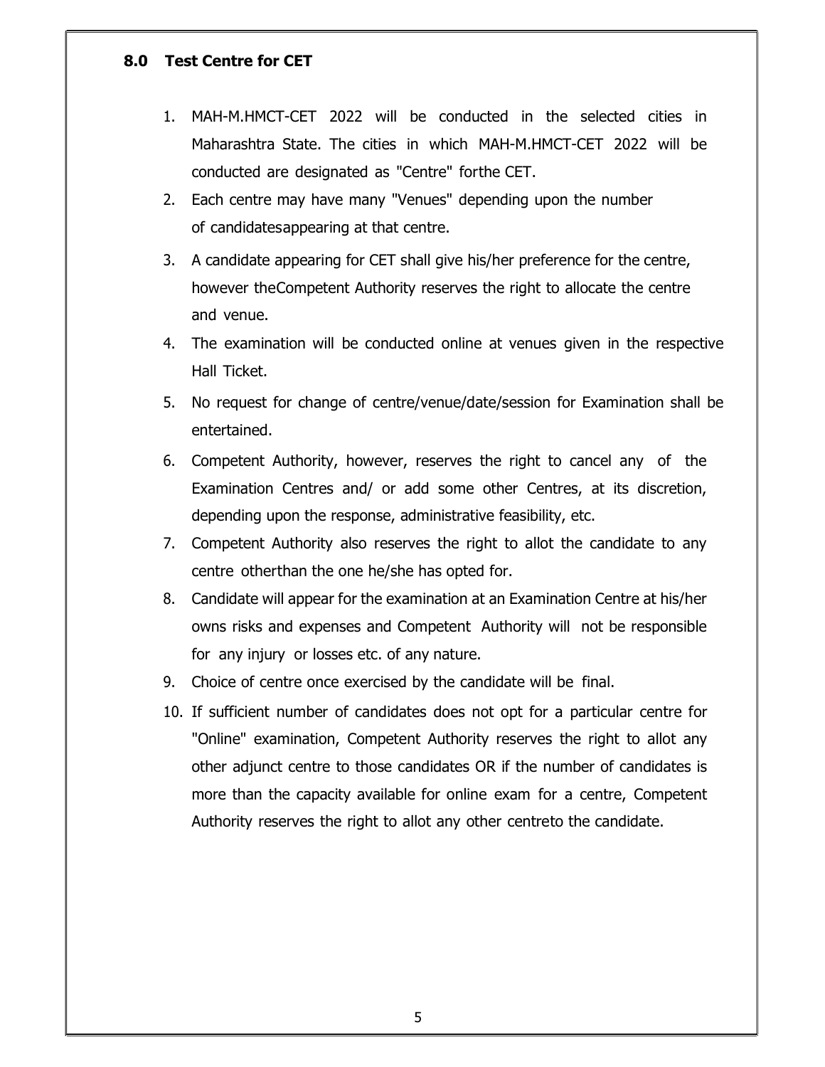## 8.0 Test Centre for CET

1. MAH-M.HMCT-CET 2022 will be conducted in the selected cities in Maharashtra State. The cities in which MAH-M.HMCT-CET 2022 will be conducted are designated as "Centre" forthe CET.
2. Each centre may have many "Venues" depending upon the number of candidatesappearing at that centre.
3. A candidate appearing for CET shall give his/her preference for the centre, however theCompetent Authority reserves the right to allocate the centre and venue.
4. The examination will be conducted online at venues given in the respective Hall Ticket.
5. No request for change of centre/venue/date/session for Examination shall be entertained.
6. Competent Authority, however, reserves the right to cancel any of the Examination Centres and/ or add some other Centres, at its discretion, depending upon the response, administrative feasibility, etc.
7. Competent Authority also reserves the right to allot the candidate to any centre otherthan the one he/she has opted for.
8. Candidate will appear for the examination at an Examination Centre at his/her owns risks and expenses and Competent Authority will not be responsible for any injury or losses etc. of any nature.
9. Choice of centre once exercised by the candidate will be final.
10. If sufficient number of candidates does not opt for a particular centre for "Online" examination, Competent Authority reserves the right to allot any other adjunct centre to those candidates OR if the number of candidates is more than the capacity available for online exam for a centre, Competent Authority reserves the right to allot any other centreto the candidate.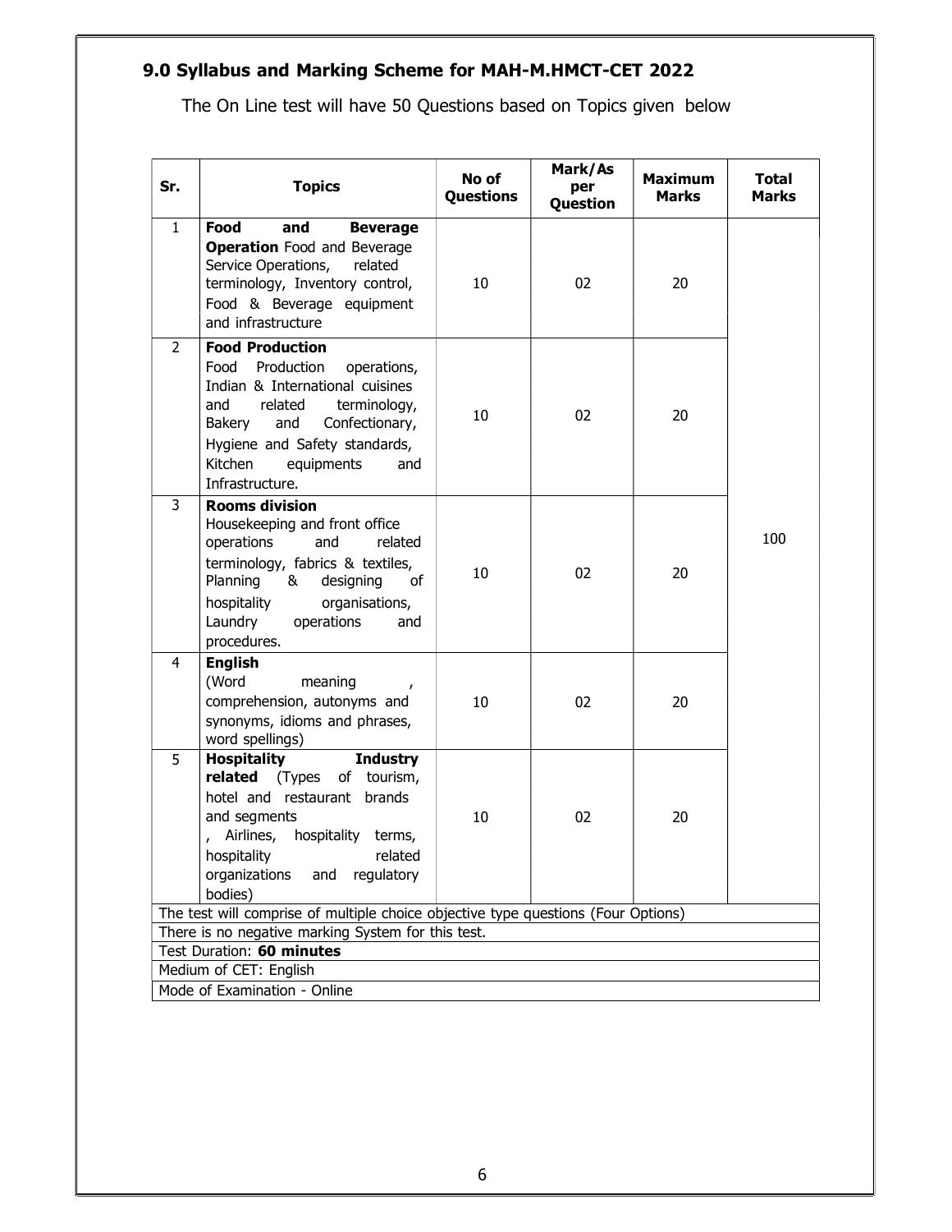## 9.0 Syllabus and Marking Scheme for MAH-M.HMCT-CET 2022

The On Line test will have 50 Questions based on Topics given below

| Sr. | Topics | No of Questions | Mark/As per Question | Maximum Marks | Total Marks |
|---|---|---|---|---|---|
| 1 | **Food and Beverage Operation** Food and Beverage Service Operations, related terminology, Inventory control, Food & Beverage equipment and infrastructure | 10 | 02 | 20 | 100 |
| 2 | **Food Production** Food Production operations, Indian & International cuisines and related terminology, Bakery and Confectionary, Hygiene and Safety standards, Kitchen equipments and Infrastructure. | 10 | 02 | 20 | |
| 3 | **Rooms division** Housekeeping and front office operations and related terminology, fabrics & textiles, Planning & designing of hospitality organisations, Laundry operations and procedures. | 10 | 02 | 20 | |
| 4 | **English** (Word meaning , comprehension, autonyms and synonyms, idioms and phrases, word spellings) | 10 | 02 | 20 | |
| 5 | **Hospitality Industry related** (Types of tourism, hotel and restaurant brands and segments , Airlines, hospitality terms, hospitality related organizations and regulatory bodies) | 10 | 02 | 20 | |
| The test will comprise of multiple choice objective type questions (Four Options) | | | | | |
| There is no negative marking System for this test. | | | | | |
| Test Duration: **60 minutes** | | | | | |
| Medium of CET: English | | | | | |
| Mode of Examination - Online | | | | | |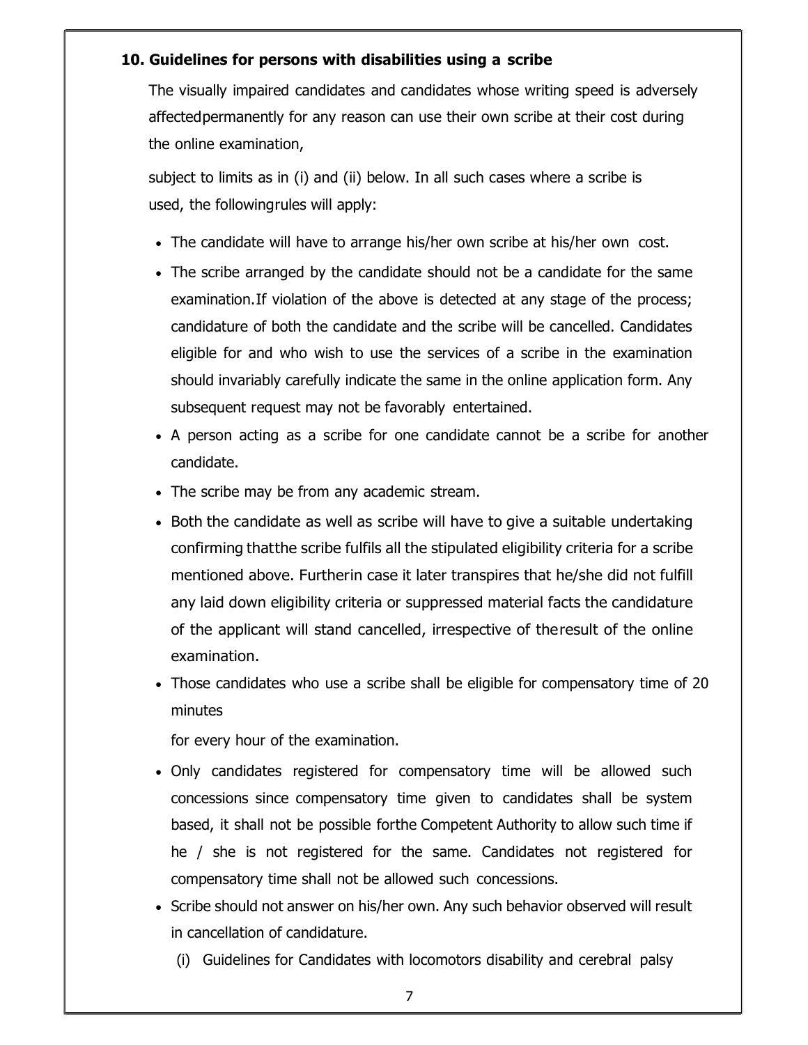### 10. Guidelines for persons with disabilities using a scribe

The visually impaired candidates and candidates whose writing speed is adversely affectedpermanently for any reason can use their own scribe at their cost during the online examination,

subject to limits as in (i) and (ii) below. In all such cases where a scribe is used, the followingrules will apply:

- The candidate will have to arrange his/her own scribe at his/her own cost.
- The scribe arranged by the candidate should not be a candidate for the same examination.If violation of the above is detected at any stage of the process; candidature of both the candidate and the scribe will be cancelled. Candidates eligible for and who wish to use the services of a scribe in the examination should invariably carefully indicate the same in the online application form. Any subsequent request may not be favorably entertained.
- A person acting as a scribe for one candidate cannot be a scribe for another candidate.
- The scribe may be from any academic stream.
- Both the candidate as well as scribe will have to give a suitable undertaking confirming thatthe scribe fulfils all the stipulated eligibility criteria for a scribe mentioned above. Furtherin case it later transpires that he/she did not fulfill any laid down eligibility criteria or suppressed material facts the candidature of the applicant will stand cancelled, irrespective of theresult of the online examination.
- Those candidates who use a scribe shall be eligible for compensatory time of 20 minutes

  for every hour of the examination.
- Only candidates registered for compensatory time will be allowed such concessions since compensatory time given to candidates shall be system based, it shall not be possible forthe Competent Authority to allow such time if he / she is not registered for the same. Candidates not registered for compensatory time shall not be allowed such concessions.
- Scribe should not answer on his/her own. Any such behavior observed will result in cancellation of candidature.

  (i) Guidelines for Candidates with locomotors disability and cerebral palsy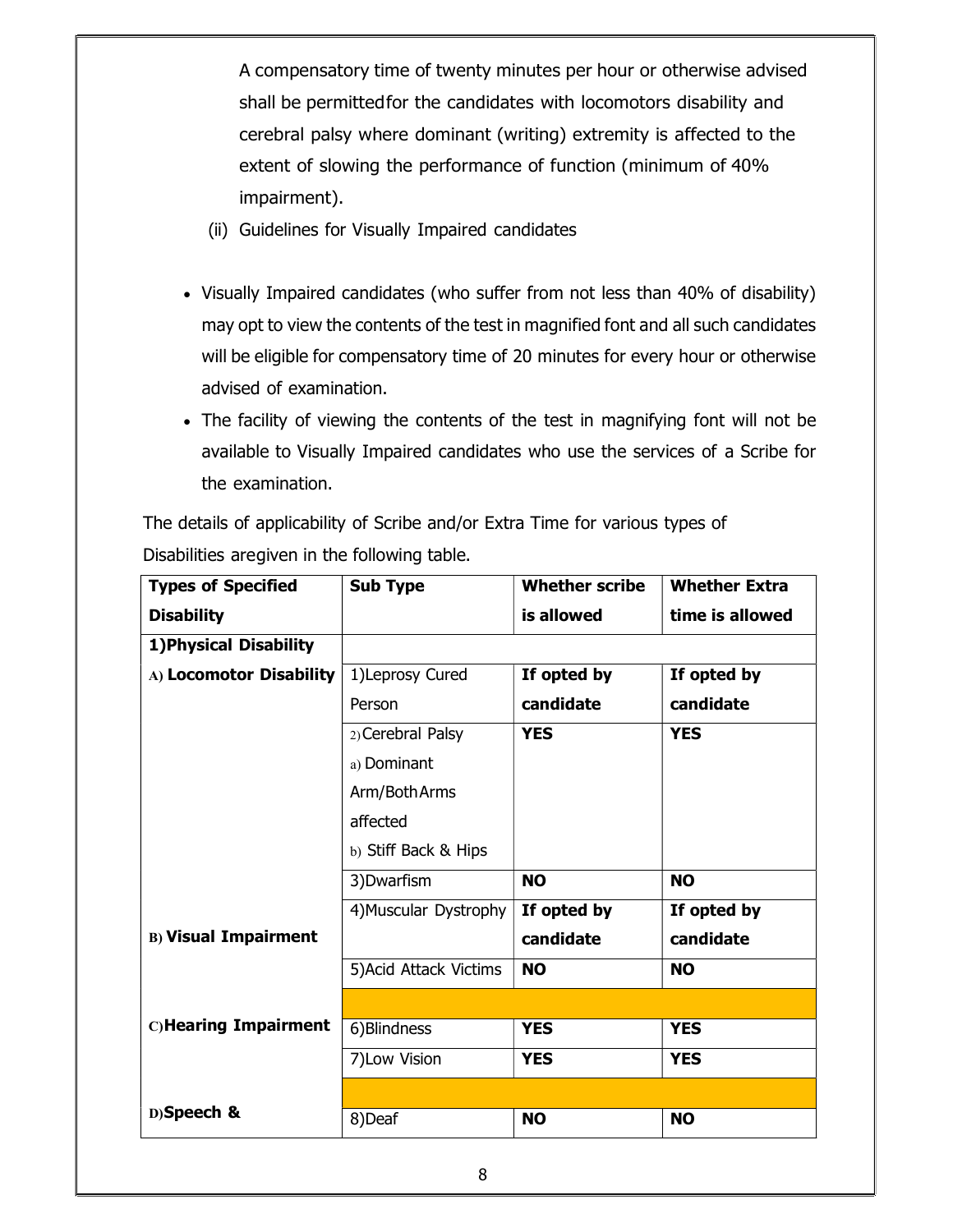A compensatory time of twenty minutes per hour or otherwise advised shall be permittedfor the candidates with locomotors disability and cerebral palsy where dominant (writing) extremity is affected to the extent of slowing the performance of function (minimum of 40% impairment).

(ii) Guidelines for Visually Impaired candidates

- Visually Impaired candidates (who suffer from not less than 40% of disability) may opt to view the contents of the test in magnified font and all such candidates will be eligible for compensatory time of 20 minutes for every hour or otherwise advised of examination.
- The facility of viewing the contents of the test in magnifying font will not be available to Visually Impaired candidates who use the services of a Scribe for the examination.

The details of applicability of Scribe and/or Extra Time for various types of Disabilities aregiven in the following table.

| Types of Specified Disability | Sub Type | Whether scribe is allowed | Whether Extra time is allowed |
|---|---|---|---|
| **1)Physical Disability** | | | |
| **A) Locomotor Disability** | 1)Leprosy Cured Person | **If opted by candidate** | **If opted by candidate** |
| | 2)Cerebral Palsy a) Dominant Arm/BothArms affected b) Stiff Back & Hips | **YES** | **YES** |
| | 3)Dwarfism | **NO** | **NO** |
| | 4)Muscular Dystrophy | **If opted by candidate** | **If opted by candidate** |
| | 5)Acid Attack Victims | **NO** | **NO** |
| **B) Visual Impairment** | | | |
| | 6)Blindness | **YES** | **YES** |
| | 7)Low Vision | **YES** | **YES** |
| **C)Hearing Impairment** | | | |
| | 8)Deaf | **NO** | **NO** |
| **D)Speech &** | | | |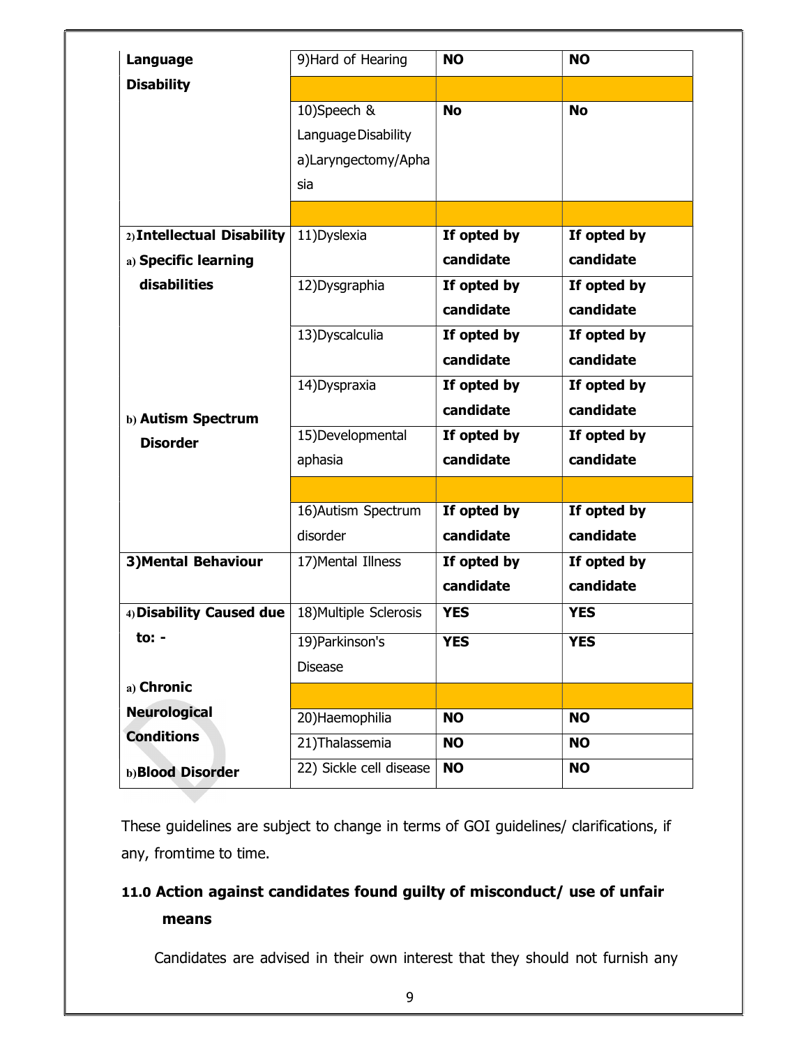| | | | |
|---|---|---|---|
| **Language Disability** | 9)Hard of Hearing | **NO** | **NO** |
| | | | |
| | 10)Speech & Language Disability a)Laryngectomy/Aphasia | **No** | **No** |
| | | | |
| **2) Intellectual Disability** **a) Specific learning disabilities** | 11)Dyslexia | **If opted by candidate** | **If opted by candidate** |
| | 12)Dysgraphia | **If opted by candidate** | **If opted by candidate** |
| | 13)Dyscalculia | **If opted by candidate** | **If opted by candidate** |
| **b) Autism Spectrum Disorder** | 14)Dyspraxia | **If opted by candidate** | **If opted by candidate** |
| | 15)Developmental aphasia | **If opted by candidate** | **If opted by candidate** |
| | | | |
| | 16)Autism Spectrum disorder | **If opted by candidate** | **If opted by candidate** |
| **3)Mental Behaviour** | 17)Mental Illness | **If opted by candidate** | **If opted by candidate** |
| **4) Disability Caused due to: -** | 18)Multiple Sclerosis | **YES** | **YES** |
| **a) Chronic Neurological Conditions** | 19)Parkinson's Disease | **YES** | **YES** |
| | | | |
| | 20)Haemophilia | **NO** | **NO** |
| | 21)Thalassemia | **NO** | **NO** |
| **b)Blood Disorder** | 22) Sickle cell disease | **NO** | **NO** |

These guidelines are subject to change in terms of GOI guidelines/ clarifications, if any, from time to time.

## 11.0 Action against candidates found guilty of misconduct/ use of unfair means

Candidates are advised in their own interest that they should not furnish any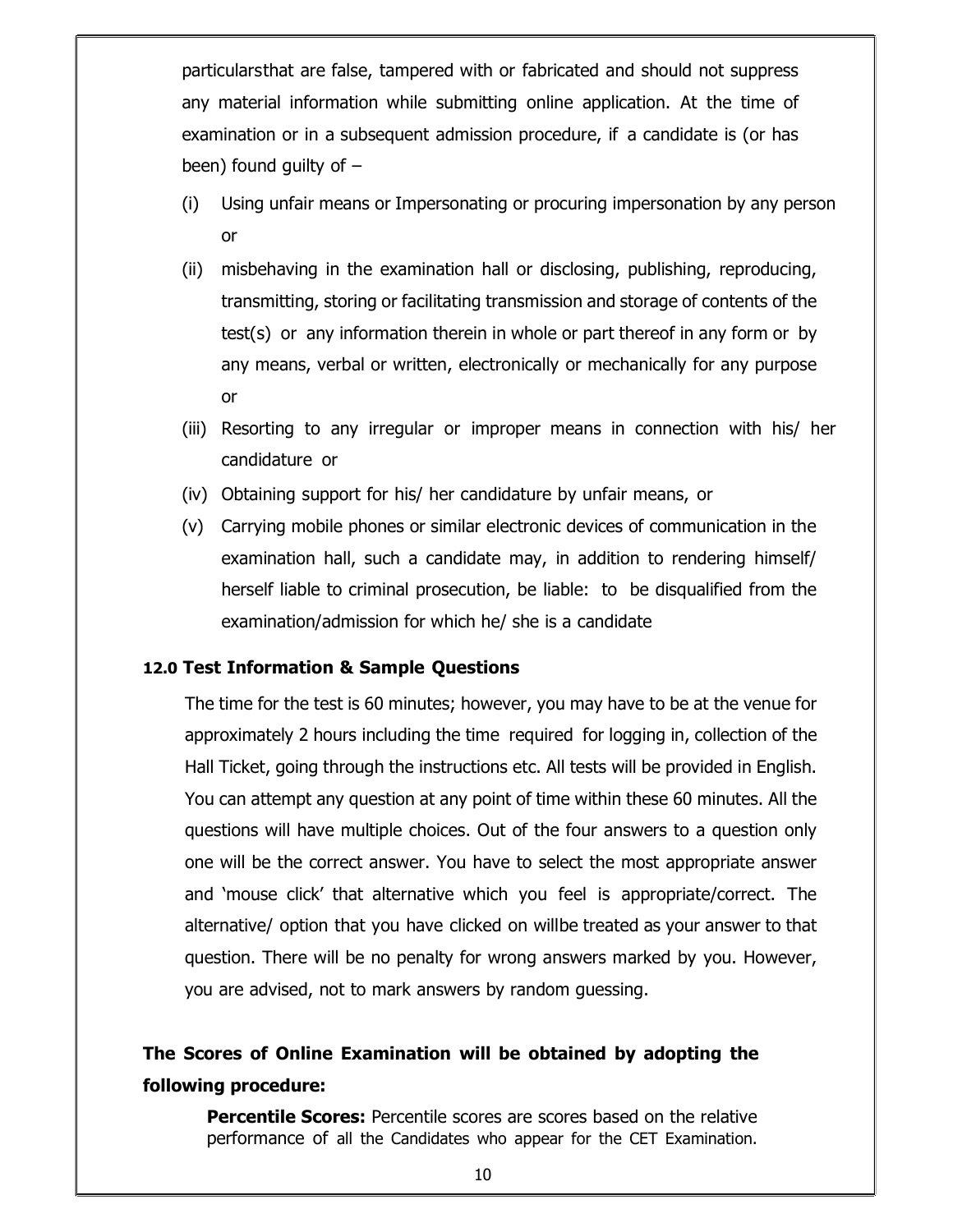particularsthat are false, tampered with or fabricated and should not suppress any material information while submitting online application. At the time of examination or in a subsequent admission procedure, if a candidate is (or has been) found guilty of –

(i) Using unfair means or Impersonating or procuring impersonation by any person or

(ii) misbehaving in the examination hall or disclosing, publishing, reproducing, transmitting, storing or facilitating transmission and storage of contents of the test(s) or any information therein in whole or part thereof in any form or by any means, verbal or written, electronically or mechanically for any purpose or

(iii) Resorting to any irregular or improper means in connection with his/ her candidature or

(iv) Obtaining support for his/ her candidature by unfair means, or

(v) Carrying mobile phones or similar electronic devices of communication in the examination hall, such a candidate may, in addition to rendering himself/ herself liable to criminal prosecution, be liable: to be disqualified from the examination/admission for which he/ she is a candidate

### 12.0 Test Information & Sample Questions

The time for the test is 60 minutes; however, you may have to be at the venue for approximately 2 hours including the time required for logging in, collection of the Hall Ticket, going through the instructions etc. All tests will be provided in English. You can attempt any question at any point of time within these 60 minutes. All the questions will have multiple choices. Out of the four answers to a question only one will be the correct answer. You have to select the most appropriate answer and 'mouse click' that alternative which you feel is appropriate/correct. The alternative/ option that you have clicked on willbe treated as your answer to that question. There will be no penalty for wrong answers marked by you. However, you are advised, not to mark answers by random guessing.

**The Scores of Online Examination will be obtained by adopting the following procedure:**

**Percentile Scores:** Percentile scores are scores based on the relative performance of all the Candidates who appear for the CET Examination.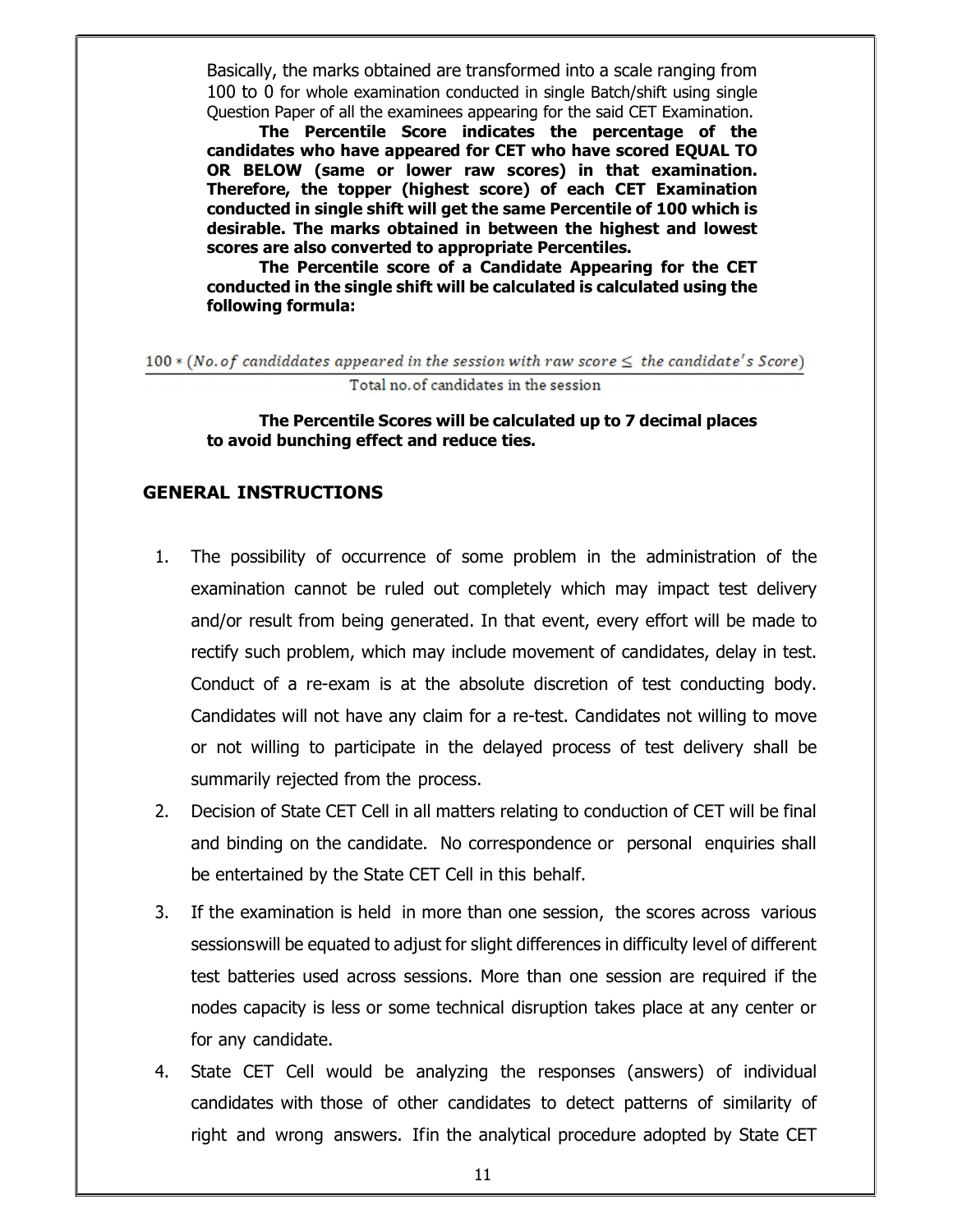Basically, the marks obtained are transformed into a scale ranging from 100 to 0 for whole examination conducted in single Batch/shift using single Question Paper of all the examinees appearing for the said CET Examination.

**The Percentile Score indicates the percentage of the candidates who have appeared for CET who have scored EQUAL TO OR BELOW (same or lower raw scores) in that examination. Therefore, the topper (highest score) of each CET Examination conducted in single shift will get the same Percentile of 100 which is desirable. The marks obtained in between the highest and lowest scores are also converted to appropriate Percentiles.**

**The Percentile score of a Candidate Appearing for the CET conducted in the single shift will be calculated is calculated using the following formula:**

$$\frac{100 * (No.of\ candiddates\ appeared\ in\ the\ session\ with\ raw\ score \leq\ the\ candidate's\ Score)}{\text{Total no. of candidates in the session}}$$

**The Percentile Scores will be calculated up to 7 decimal places to avoid bunching effect and reduce ties.**

## GENERAL INSTRUCTIONS

1. The possibility of occurrence of some problem in the administration of the examination cannot be ruled out completely which may impact test delivery and/or result from being generated. In that event, every effort will be made to rectify such problem, which may include movement of candidates, delay in test. Conduct of a re-exam is at the absolute discretion of test conducting body. Candidates will not have any claim for a re-test. Candidates not willing to move or not willing to participate in the delayed process of test delivery shall be summarily rejected from the process.
2. Decision of State CET Cell in all matters relating to conduction of CET will be final and binding on the candidate. No correspondence or personal enquiries shall be entertained by the State CET Cell in this behalf.
3. If the examination is held in more than one session, the scores across various sessionswill be equated to adjust for slight differences in difficulty level of different test batteries used across sessions. More than one session are required if the nodes capacity is less or some technical disruption takes place at any center or for any candidate.
4. State CET Cell would be analyzing the responses (answers) of individual candidates with those of other candidates to detect patterns of similarity of right and wrong answers. Ifin the analytical procedure adopted by State CET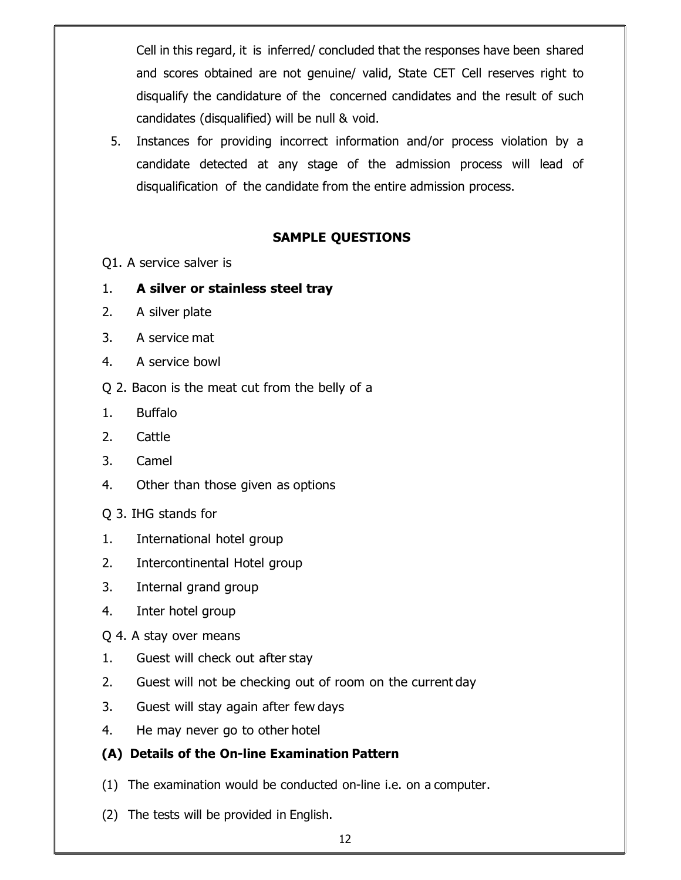Cell in this regard, it is inferred/ concluded that the responses have been shared and scores obtained are not genuine/ valid, State CET Cell reserves right to disqualify the candidature of the concerned candidates and the result of such candidates (disqualified) will be null & void.

5. Instances for providing incorrect information and/or process violation by a candidate detected at any stage of the admission process will lead of disqualification of the candidate from the entire admission process.

## SAMPLE QUESTIONS

Q1. A service salver is

1. **A silver or stainless steel tray**
2. A silver plate
3. A service mat
4. A service bowl

Q 2. Bacon is the meat cut from the belly of a

1. Buffalo
2. Cattle
3. Camel
4. Other than those given as options

Q 3. IHG stands for

1. International hotel group
2. Intercontinental Hotel group
3. Internal grand group
4. Inter hotel group

Q 4. A stay over means

1. Guest will check out after stay
2. Guest will not be checking out of room on the current day
3. Guest will stay again after few days
4. He may never go to other hotel

### (A) Details of the On-line Examination Pattern

(1) The examination would be conducted on-line i.e. on a computer.

(2) The tests will be provided in English.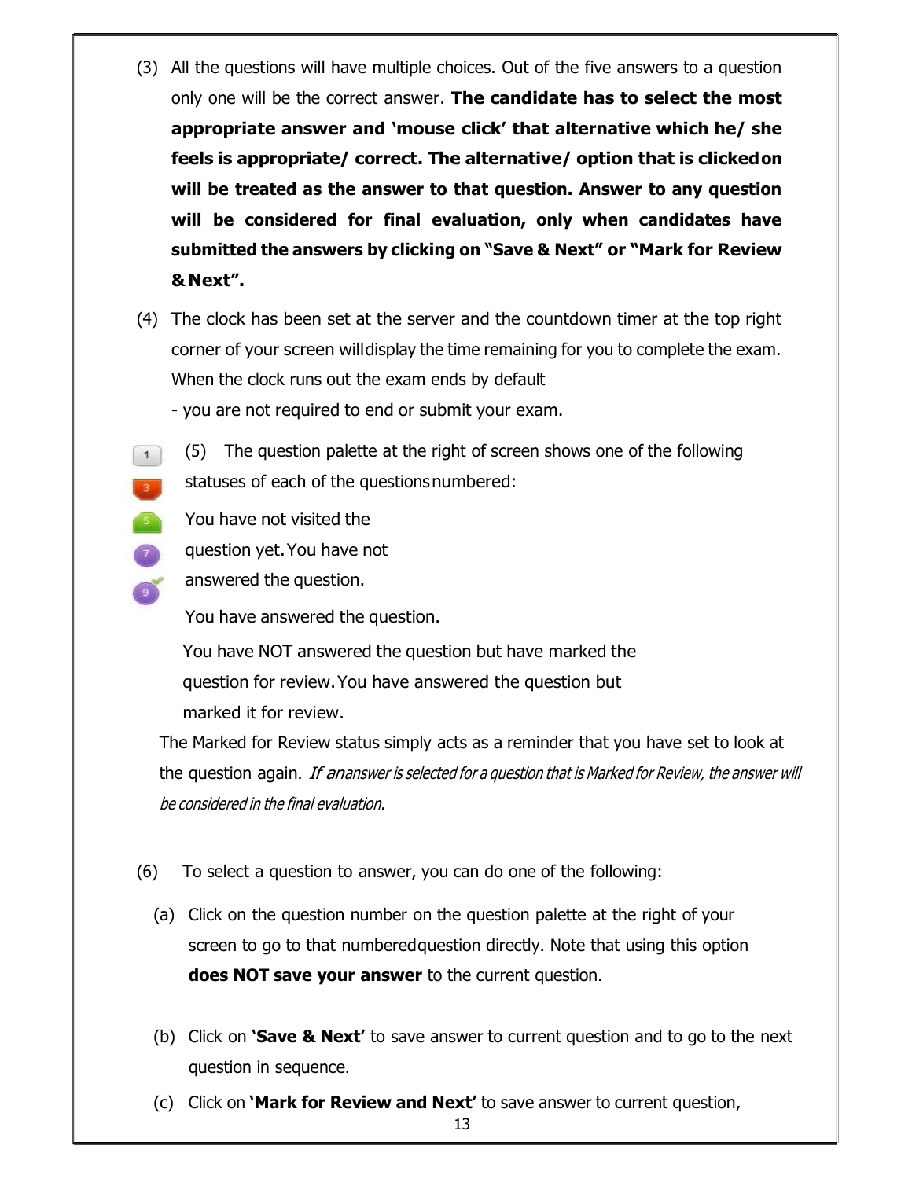(3) All the questions will have multiple choices. Out of the five answers to a question only one will be the correct answer. **The candidate has to select the most appropriate answer and 'mouse click' that alternative which he/ she feels is appropriate/ correct. The alternative/ option that is clicked on will be treated as the answer to that question. Answer to any question will be considered for final evaluation, only when candidates have submitted the answers by clicking on "Save & Next" or "Mark for Review & Next".**

(4) The clock has been set at the server and the countdown timer at the top right corner of your screen will display the time remaining for you to complete the exam. When the clock runs out the exam ends by default
- you are not required to end or submit your exam.

(5) The question palette at the right of screen shows one of the following statuses of each of the questions numbered:

1 You have not visited the question yet.

3 You have not answered the question.

5 You have answered the question.

7 You have NOT answered the question but have marked the question for review.

9 You have answered the question but marked it for review.

The Marked for Review status simply acts as a reminder that you have set to look at the question again. *If an answer is selected for a question that is Marked for Review, the answer will be considered in the final evaluation.*

(6) To select a question to answer, you can do one of the following:

(a) Click on the question number on the question palette at the right of your screen to go to that numbered question directly. Note that using this option **does NOT save your answer** to the current question.

(b) Click on **'Save & Next'** to save answer to current question and to go to the next question in sequence.

(c) Click on **'Mark for Review and Next'** to save answer to current question,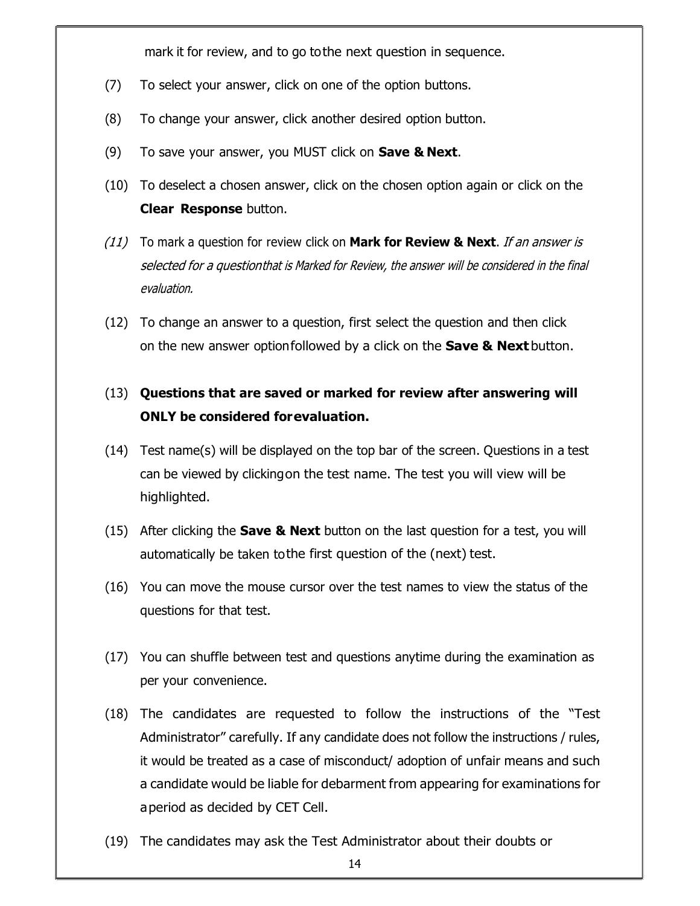mark it for review, and to go to the next question in sequence.

(7) To select your answer, click on one of the option buttons.

(8) To change your answer, click another desired option button.

(9) To save your answer, you MUST click on **Save & Next**.

(10) To deselect a chosen answer, click on the chosen option again or click on the **Clear Response** button.

*(11)* To mark a question for review click on **Mark for Review & Next**. *If an answer is selected for a question that is Marked for Review, the answer will be considered in the final evaluation.*

(12) To change an answer to a question, first select the question and then click on the new answer option followed by a click on the **Save & Next** button.

(13) **Questions that are saved or marked for review after answering will ONLY be considered for evaluation.**

(14) Test name(s) will be displayed on the top bar of the screen. Questions in a test can be viewed by clicking on the test name. The test you will view will be highlighted.

(15) After clicking the **Save & Next** button on the last question for a test, you will automatically be taken to the first question of the (next) test.

(16) You can move the mouse cursor over the test names to view the status of the questions for that test.

(17) You can shuffle between test and questions anytime during the examination as per your convenience.

(18) The candidates are requested to follow the instructions of the "Test Administrator" carefully. If any candidate does not follow the instructions / rules, it would be treated as a case of misconduct/ adoption of unfair means and such a candidate would be liable for debarment from appearing for examinations for a period as decided by CET Cell.

(19) The candidates may ask the Test Administrator about their doubts or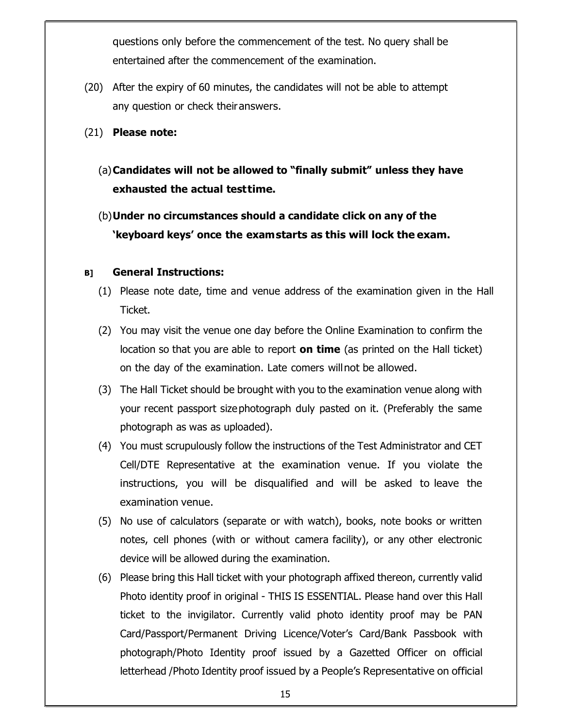questions only before the commencement of the test. No query shall be entertained after the commencement of the examination.

(20) After the expiry of 60 minutes, the candidates will not be able to attempt any question or check their answers.

(21) **Please note:**

(a) **Candidates will not be allowed to "finally submit" unless they have exhausted the actual test time.**

(b) **Under no circumstances should a candidate click on any of the 'keyboard keys' once the exam starts as this will lock the exam.**

**B] General Instructions:**

(1) Please note date, time and venue address of the examination given in the Hall Ticket.

(2) You may visit the venue one day before the Online Examination to confirm the location so that you are able to report **on time** (as printed on the Hall ticket) on the day of the examination. Late comers will not be allowed.

(3) The Hall Ticket should be brought with you to the examination venue along with your recent passport size photograph duly pasted on it. (Preferably the same photograph as was as uploaded).

(4) You must scrupulously follow the instructions of the Test Administrator and CET Cell/DTE Representative at the examination venue. If you violate the instructions, you will be disqualified and will be asked to leave the examination venue.

(5) No use of calculators (separate or with watch), books, note books or written notes, cell phones (with or without camera facility), or any other electronic device will be allowed during the examination.

(6) Please bring this Hall ticket with your photograph affixed thereon, currently valid Photo identity proof in original - THIS IS ESSENTIAL. Please hand over this Hall ticket to the invigilator. Currently valid photo identity proof may be PAN Card/Passport/Permanent Driving Licence/Voter's Card/Bank Passbook with photograph/Photo Identity proof issued by a Gazetted Officer on official letterhead /Photo Identity proof issued by a People's Representative on official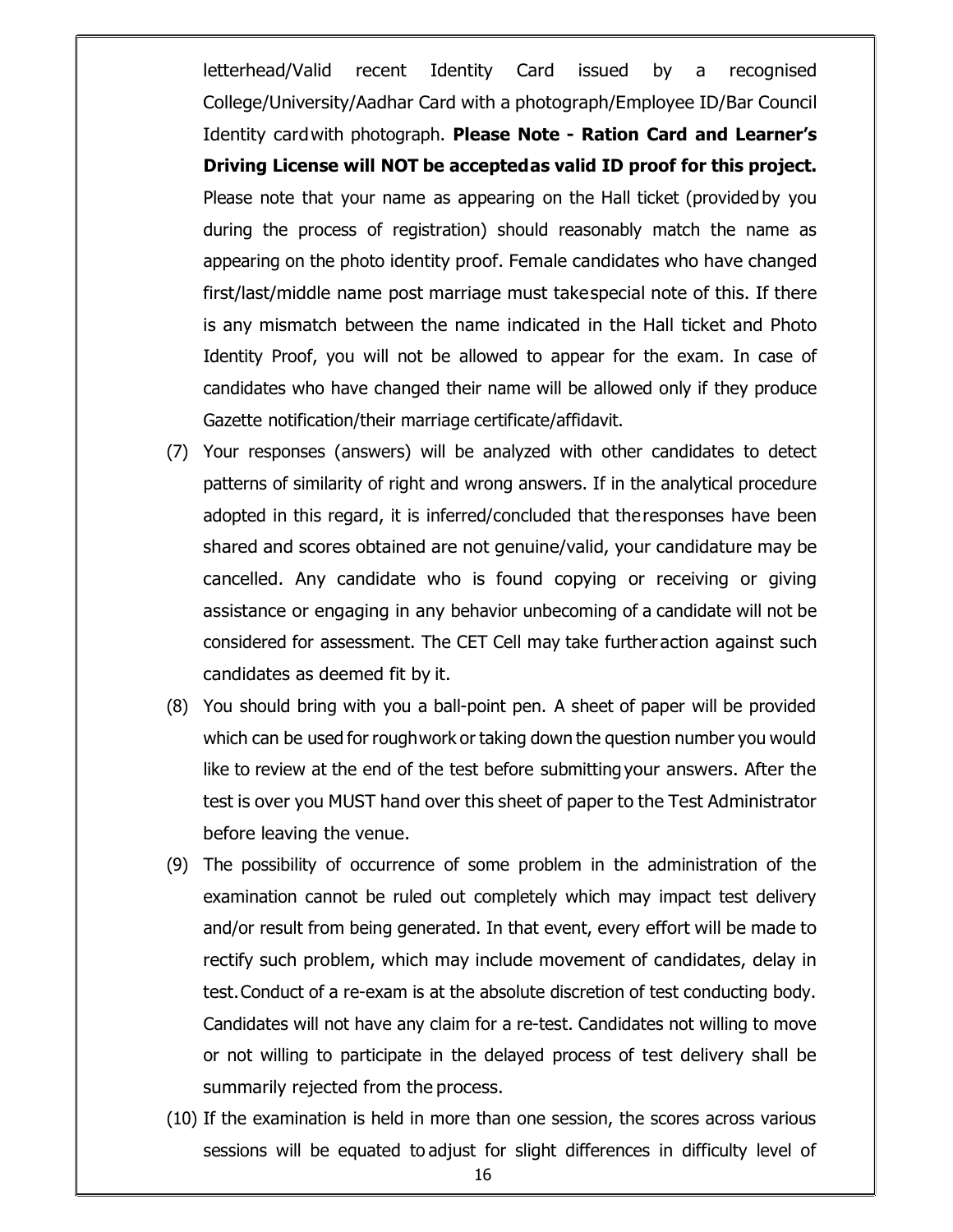letterhead/Valid recent Identity Card issued by a recognised College/University/Aadhar Card with a photograph/Employee ID/Bar Council Identity card with photograph. **Please Note - Ration Card and Learner's Driving License will NOT be accepted as valid ID proof for this project.** Please note that your name as appearing on the Hall ticket (provided by you during the process of registration) should reasonably match the name as appearing on the photo identity proof. Female candidates who have changed first/last/middle name post marriage must take special note of this. If there is any mismatch between the name indicated in the Hall ticket and Photo Identity Proof, you will not be allowed to appear for the exam. In case of candidates who have changed their name will be allowed only if they produce Gazette notification/their marriage certificate/affidavit.

(7) Your responses (answers) will be analyzed with other candidates to detect patterns of similarity of right and wrong answers. If in the analytical procedure adopted in this regard, it is inferred/concluded that the responses have been shared and scores obtained are not genuine/valid, your candidature may be cancelled. Any candidate who is found copying or receiving or giving assistance or engaging in any behavior unbecoming of a candidate will not be considered for assessment. The CET Cell may take further action against such candidates as deemed fit by it.

(8) You should bring with you a ball-point pen. A sheet of paper will be provided which can be used for rough work or taking down the question number you would like to review at the end of the test before submitting your answers. After the test is over you MUST hand over this sheet of paper to the Test Administrator before leaving the venue.

(9) The possibility of occurrence of some problem in the administration of the examination cannot be ruled out completely which may impact test delivery and/or result from being generated. In that event, every effort will be made to rectify such problem, which may include movement of candidates, delay in test. Conduct of a re-exam is at the absolute discretion of test conducting body. Candidates will not have any claim for a re-test. Candidates not willing to move or not willing to participate in the delayed process of test delivery shall be summarily rejected from the process.

(10) If the examination is held in more than one session, the scores across various sessions will be equated to adjust for slight differences in difficulty level of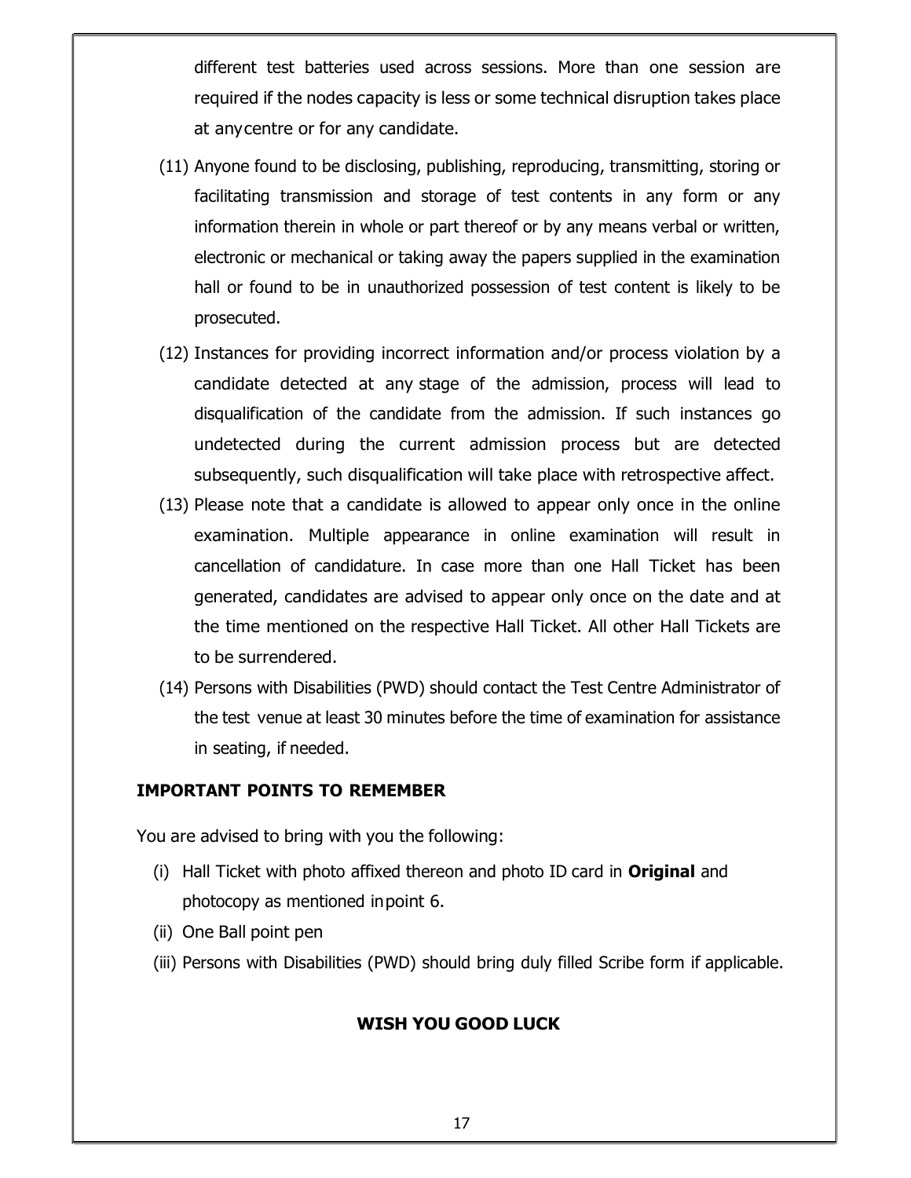different test batteries used across sessions. More than one session are required if the nodes capacity is less or some technical disruption takes place at anycentre or for any candidate.

(11) Anyone found to be disclosing, publishing, reproducing, transmitting, storing or facilitating transmission and storage of test contents in any form or any information therein in whole or part thereof or by any means verbal or written, electronic or mechanical or taking away the papers supplied in the examination hall or found to be in unauthorized possession of test content is likely to be prosecuted.

(12) Instances for providing incorrect information and/or process violation by a candidate detected at any stage of the admission, process will lead to disqualification of the candidate from the admission. If such instances go undetected during the current admission process but are detected subsequently, such disqualification will take place with retrospective affect.

(13) Please note that a candidate is allowed to appear only once in the online examination. Multiple appearance in online examination will result in cancellation of candidature. In case more than one Hall Ticket has been generated, candidates are advised to appear only once on the date and at the time mentioned on the respective Hall Ticket. All other Hall Tickets are to be surrendered.

(14) Persons with Disabilities (PWD) should contact the Test Centre Administrator of the test venue at least 30 minutes before the time of examination for assistance in seating, if needed.

**IMPORTANT POINTS TO REMEMBER**

You are advised to bring with you the following:

(i) Hall Ticket with photo affixed thereon and photo ID card in **Original** and photocopy as mentioned inpoint 6.

(ii) One Ball point pen

(iii) Persons with Disabilities (PWD) should bring duly filled Scribe form if applicable.

**WISH YOU GOOD LUCK**